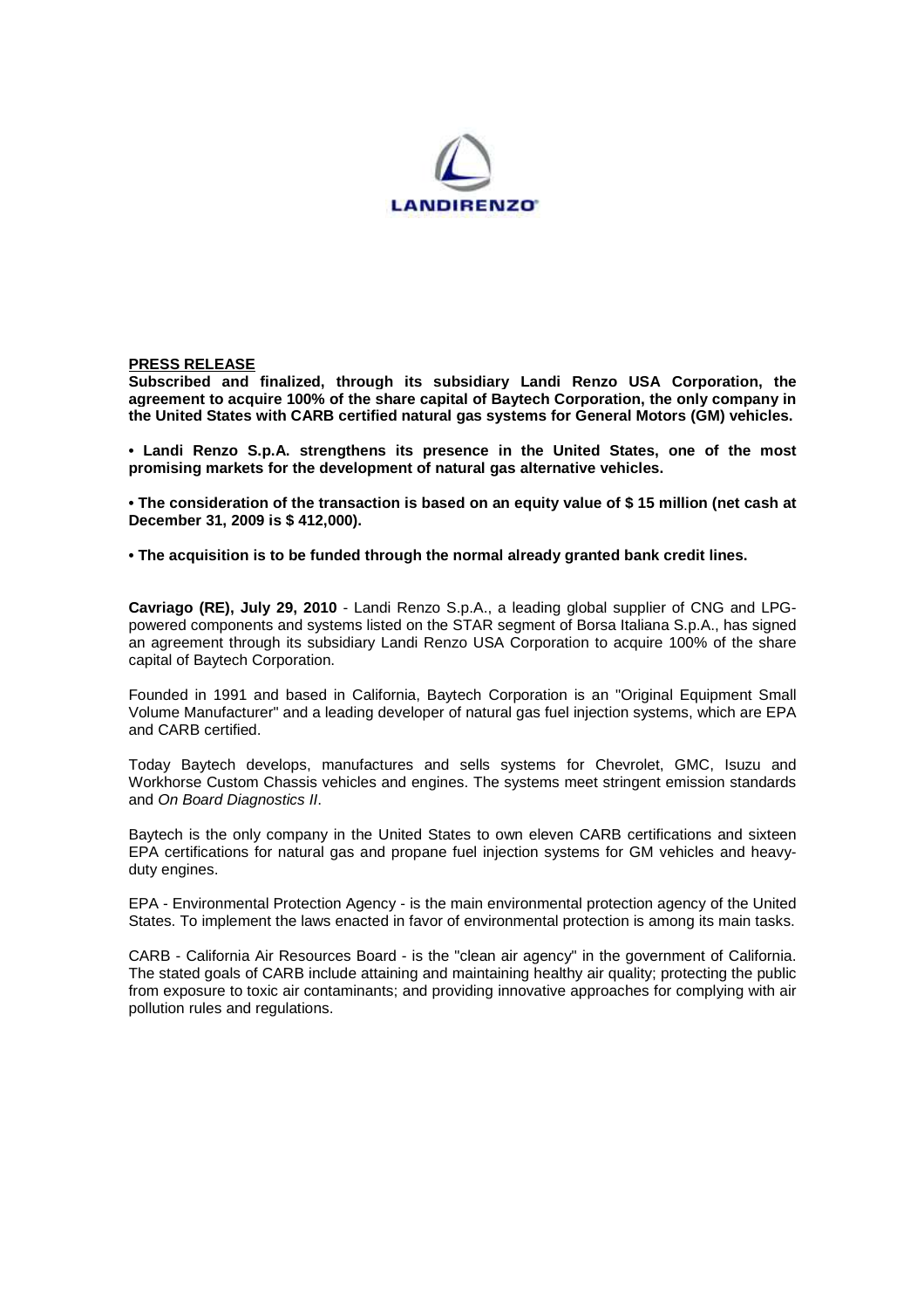**LANDIRENZO**

**PRESS RELEASE**

**Subscribed and finalized, through its subsidiary Landi Renzo USA Corporation, the agreement to acquire 100% of the share capital of Baytech Corporation, the only company in the United States with CARB certified natural gas systems for General Motors (GM) vehicles.**

**• Landi Renzo S.p.A. strengthens its presence in the United States, one of the most promising markets for the development of natural gas alternative vehicles.**

**• The consideration of the transaction is based on an equity value of $ 15 million (net cash at December 31, 2009 is $ 412,000).**

**• The acquisition is to be funded through the normal already granted bank credit lines.**

**Cavriago (RE), July 29, 2010** - Landi Renzo S.p.A., a leading global supplier of CNG and LPG-powered components and systems listed on the STAR segment of Borsa Italiana S.p.A., has signed an agreement through its subsidiary Landi Renzo USA Corporation to acquire 100% of the share capital of Baytech Corporation.

Founded in 1991 and based in California, Baytech Corporation is an "Original Equipment Small Volume Manufacturer" and a leading developer of natural gas fuel injection systems, which are EPA and CARB certified.

Today Baytech develops, manufactures and sells systems for Chevrolet, GMC, Isuzu and Workhorse Custom Chassis vehicles and engines. The systems meet stringent emission standards and *On Board Diagnostics II*.

Baytech is the only company in the United States to own eleven CARB certifications and sixteen EPA certifications for natural gas and propane fuel injection systems for GM vehicles and heavy-duty engines.

EPA - Environmental Protection Agency - is the main environmental protection agency of the United States. To implement the laws enacted in favor of environmental protection is among its main tasks.

CARB - California Air Resources Board - is the "clean air agency" in the government of California. The stated goals of CARB include attaining and maintaining healthy air quality; protecting the public from exposure to toxic air contaminants; and providing innovative approaches for complying with air pollution rules and regulations.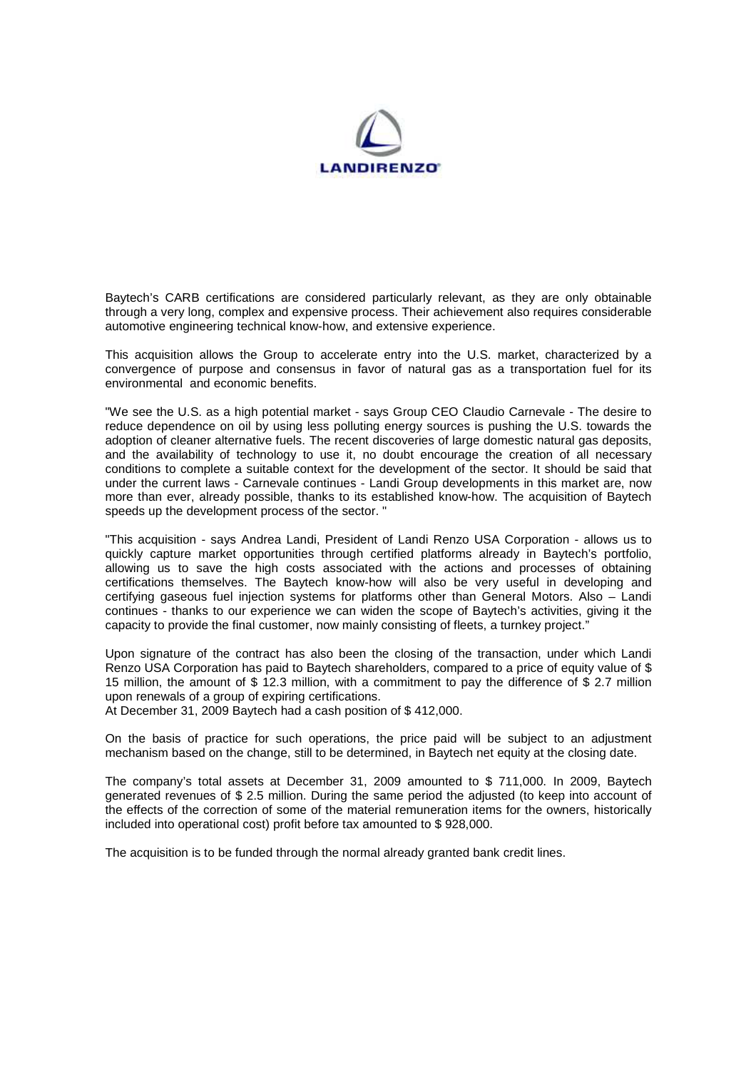Baytech's CARB certifications are considered particularly relevant, as they are only obtainable through a very long, complex and expensive process. Their achievement also requires considerable automotive engineering technical know-how, and extensive experience.

This acquisition allows the Group to accelerate entry into the U.S. market, characterized by a convergence of purpose and consensus in favor of natural gas as a transportation fuel for its environmental and economic benefits.

"We see the U.S. as a high potential market - says Group CEO Claudio Carnevale - The desire to reduce dependence on oil by using less polluting energy sources is pushing the U.S. towards the adoption of cleaner alternative fuels. The recent discoveries of large domestic natural gas deposits, and the availability of technology to use it, no doubt encourage the creation of all necessary conditions to complete a suitable context for the development of the sector. It should be said that under the current laws - Carnevale continues - Landi Group developments in this market are, now more than ever, already possible, thanks to its established know-how. The acquisition of Baytech speeds up the development process of the sector. "

"This acquisition - says Andrea Landi, President of Landi Renzo USA Corporation - allows us to quickly capture market opportunities through certified platforms already in Baytech's portfolio, allowing us to save the high costs associated with the actions and processes of obtaining certifications themselves. The Baytech know-how will also be very useful in developing and certifying gaseous fuel injection systems for platforms other than General Motors. Also – Landi continues - thanks to our experience we can widen the scope of Baytech's activities, giving it the capacity to provide the final customer, now mainly consisting of fleets, a turnkey project."

Upon signature of the contract has also been the closing of the transaction, under which Landi Renzo USA Corporation has paid to Baytech shareholders, compared to a price of equity value of $ 15 million, the amount of $ 12.3 million, with a commitment to pay the difference of $ 2.7 million upon renewals of a group of expiring certifications.
At December 31, 2009 Baytech had a cash position of $ 412,000.

On the basis of practice for such operations, the price paid will be subject to an adjustment mechanism based on the change, still to be determined, in Baytech net equity at the closing date.

The company's total assets at December 31, 2009 amounted to $ 711,000. In 2009, Baytech generated revenues of $ 2.5 million. During the same period the adjusted (to keep into account of the effects of the correction of some of the material remuneration items for the owners, historically included into operational cost) profit before tax amounted to $ 928,000.

The acquisition is to be funded through the normal already granted bank credit lines.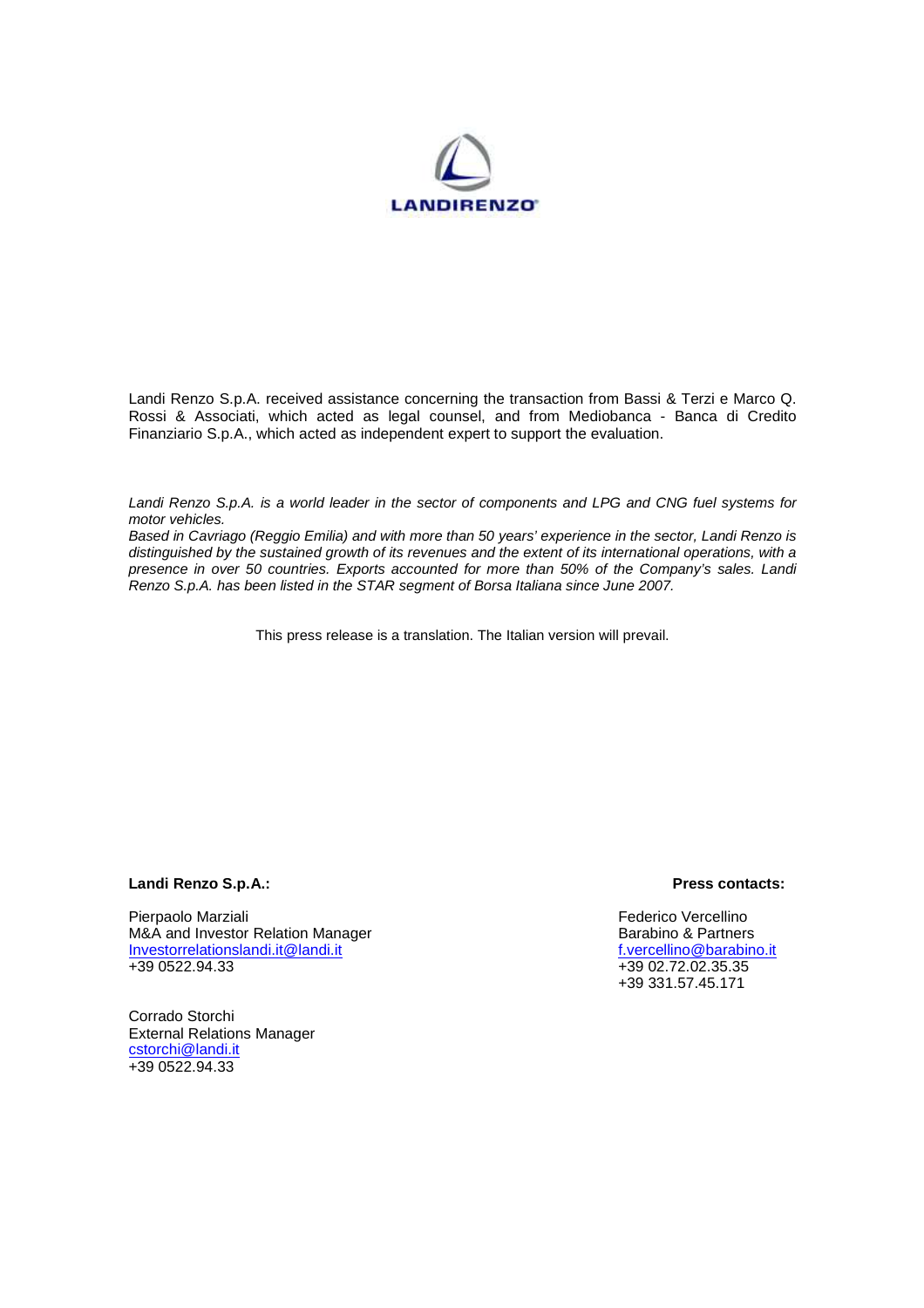Landi Renzo S.p.A. received assistance concerning the transaction from Bassi & Terzi e Marco Q. Rossi & Associati, which acted as legal counsel, and from Mediobanca - Banca di Credito Finanziario S.p.A., which acted as independent expert to support the evaluation.

*Landi Renzo S.p.A. is a world leader in the sector of components and LPG and CNG fuel systems for motor vehicles.*
*Based in Cavriago (Reggio Emilia) and with more than 50 years' experience in the sector, Landi Renzo is distinguished by the sustained growth of its revenues and the extent of its international operations, with a presence in over 50 countries. Exports accounted for more than 50% of the Company's sales. Landi Renzo S.p.A. has been listed in the STAR segment of Borsa Italiana since June 2007.*

This press release is a translation. The Italian version will prevail.

**Landi Renzo S.p.A.:**

Pierpaolo Marziali
M&A and Investor Relation Manager
Investorrelationslandi.it@landi.it
+39 0522.94.33

Corrado Storchi
External Relations Manager
cstorchi@landi.it
+39 0522.94.33

**Press contacts:**

Federico Vercellino
Barabino & Partners
f.vercellino@barabino.it
+39 02.72.02.35.35
+39 331.57.45.171